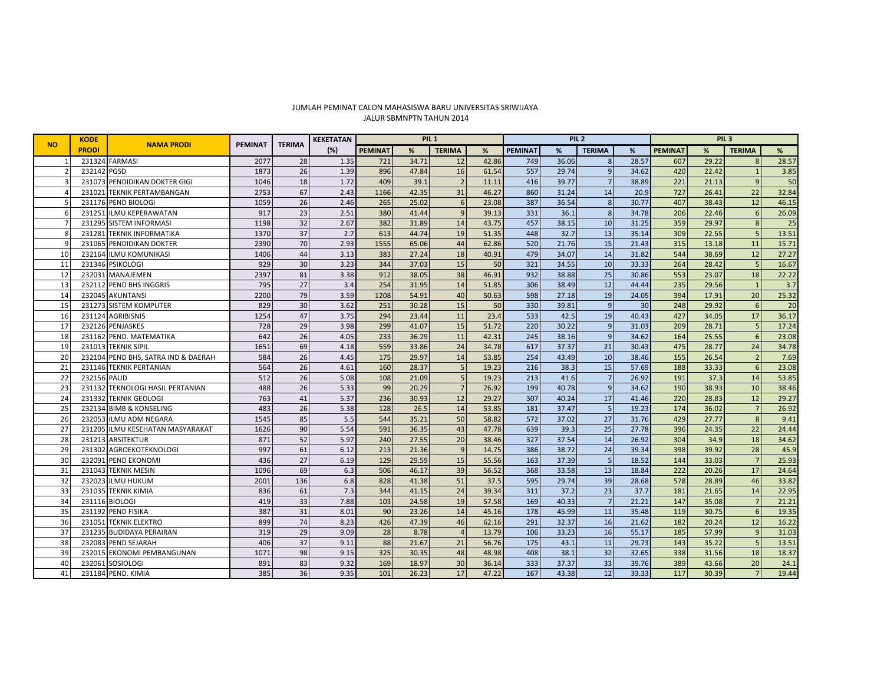JUMLAH PEMINAT CALON MAHASISWA BARU UNIVERSITAS SRIWIJAYA
JALUR SBMNPTN TAHUN 2014

| NO | KODE PRODI | NAMA PRODI | PEMINAT | TERIMA | KEKETATAN (%) | PIL 1 | | | | PIL 2 | | | | PIL 3 | | | |
|---|---|---|---|---|---|---|---|---|---|---|---|---|---|---|---|---|---|
| | | | | | | PEMINAT | % | TERIMA | % | PEMINAT | % | TERIMA | % | PEMINAT | % | TERIMA | % |
| 1 | 231324 | FARMASI | 2077 | 28 | 1.35 | 721 | 34.71 | 12 | 42.86 | 749 | 36.06 | 8 | 28.57 | 607 | 29.22 | 8 | 28.57 |
| 2 | 232142 | PGSD | 1873 | 26 | 1.39 | 896 | 47.84 | 16 | 61.54 | 557 | 29.74 | 9 | 34.62 | 420 | 22.42 | 1 | 3.85 |
| 3 | 231073 | PENDIDIKAN DOKTER GIGI | 1046 | 18 | 1.72 | 409 | 39.1 | 2 | 11.11 | 416 | 39.77 | 7 | 38.89 | 221 | 21.13 | 9 | 50 |
| 4 | 231021 | TEKNIK PERTAMBANGAN | 2753 | 67 | 2.43 | 1166 | 42.35 | 31 | 46.27 | 860 | 31.24 | 14 | 20.9 | 727 | 26.41 | 22 | 32.84 |
| 5 | 231176 | PEND BIOLOGI | 1059 | 26 | 2.46 | 265 | 25.02 | 6 | 23.08 | 387 | 36.54 | 8 | 30.77 | 407 | 38.43 | 12 | 46.15 |
| 6 | 231251 | ILMU KEPERAWATAN | 917 | 23 | 2.51 | 380 | 41.44 | 9 | 39.13 | 331 | 36.1 | 8 | 34.78 | 206 | 22.46 | 6 | 26.09 |
| 7 | 231295 | SISTEM INFORMASI | 1198 | 32 | 2.67 | 382 | 31.89 | 14 | 43.75 | 457 | 38.15 | 10 | 31.25 | 359 | 29.97 | 8 | 25 |
| 8 | 231281 | TEKNIK INFORMATIKA | 1370 | 37 | 2.7 | 613 | 44.74 | 19 | 51.35 | 448 | 32.7 | 13 | 35.14 | 309 | 22.55 | 5 | 13.51 |
| 9 | 231065 | PENDIDIKAN DOKTER | 2390 | 70 | 2.93 | 1555 | 65.06 | 44 | 62.86 | 520 | 21.76 | 15 | 21.43 | 315 | 13.18 | 11 | 15.71 |
| 10 | 232164 | ILMU KOMUNIKASI | 1406 | 44 | 3.13 | 383 | 27.24 | 18 | 40.91 | 479 | 34.07 | 14 | 31.82 | 544 | 38.69 | 12 | 27.27 |
| 11 | 231346 | PSIKOLOGI | 929 | 30 | 3.23 | 344 | 37.03 | 15 | 50 | 321 | 34.55 | 10 | 33.33 | 264 | 28.42 | 5 | 16.67 |
| 12 | 232031 | MANAJEMEN | 2397 | 81 | 3.38 | 912 | 38.05 | 38 | 46.91 | 932 | 38.88 | 25 | 30.86 | 553 | 23.07 | 18 | 22.22 |
| 13 | 232112 | PEND BHS INGGRIS | 795 | 27 | 3.4 | 254 | 31.95 | 14 | 51.85 | 306 | 38.49 | 12 | 44.44 | 235 | 29.56 | 1 | 3.7 |
| 14 | 232045 | AKUNTANSI | 2200 | 79 | 3.59 | 1208 | 54.91 | 40 | 50.63 | 598 | 27.18 | 19 | 24.05 | 394 | 17.91 | 20 | 25.32 |
| 15 | 231273 | SISTEM KOMPUTER | 829 | 30 | 3.62 | 251 | 30.28 | 15 | 50 | 330 | 39.81 | 9 | 30 | 248 | 29.92 | 6 | 20 |
| 16 | 231124 | AGRIBISNIS | 1254 | 47 | 3.75 | 294 | 23.44 | 11 | 23.4 | 533 | 42.5 | 19 | 40.43 | 427 | 34.05 | 17 | 36.17 |
| 17 | 232126 | PENJASKES | 728 | 29 | 3.98 | 299 | 41.07 | 15 | 51.72 | 220 | 30.22 | 9 | 31.03 | 209 | 28.71 | 5 | 17.24 |
| 18 | 231162 | PEND. MATEMATIKA | 642 | 26 | 4.05 | 233 | 36.29 | 11 | 42.31 | 245 | 38.16 | 9 | 34.62 | 164 | 25.55 | 6 | 23.08 |
| 19 | 231013 | TEKNIK SIPIL | 1651 | 69 | 4.18 | 559 | 33.86 | 24 | 34.78 | 617 | 37.37 | 21 | 30.43 | 475 | 28.77 | 24 | 34.78 |
| 20 | 232104 | PEND BHS, SATRA IND & DAERAH | 584 | 26 | 4.45 | 175 | 29.97 | 14 | 53.85 | 254 | 43.49 | 10 | 38.46 | 155 | 26.54 | 2 | 7.69 |
| 21 | 231146 | TEKNIK PERTANIAN | 564 | 26 | 4.61 | 160 | 28.37 | 5 | 19.23 | 216 | 38.3 | 15 | 57.69 | 188 | 33.33 | 6 | 23.08 |
| 22 | 232156 | PAUD | 512 | 26 | 5.08 | 108 | 21.09 | 5 | 19.23 | 213 | 41.6 | 7 | 26.92 | 191 | 37.3 | 14 | 53.85 |
| 23 | 231132 | TEKNOLOGI HASIL PERTANIAN | 488 | 26 | 5.33 | 99 | 20.29 | 7 | 26.92 | 199 | 40.78 | 9 | 34.62 | 190 | 38.93 | 10 | 38.46 |
| 24 | 231332 | TEKNIK GEOLOGI | 763 | 41 | 5.37 | 236 | 30.93 | 12 | 29.27 | 307 | 40.24 | 17 | 41.46 | 220 | 28.83 | 12 | 29.27 |
| 25 | 232134 | BIMB & KONSELING | 483 | 26 | 5.38 | 128 | 26.5 | 14 | 53.85 | 181 | 37.47 | 5 | 19.23 | 174 | 36.02 | 7 | 26.92 |
| 26 | 232053 | ILMU ADM NEGARA | 1545 | 85 | 5.5 | 544 | 35.21 | 50 | 58.82 | 572 | 37.02 | 27 | 31.76 | 429 | 27.77 | 8 | 9.41 |
| 27 | 231205 | ILMU KESEHATAN MASYARAKAT | 1626 | 90 | 5.54 | 591 | 36.35 | 43 | 47.78 | 639 | 39.3 | 25 | 27.78 | 396 | 24.35 | 22 | 24.44 |
| 28 | 231213 | ARSITEKTUR | 871 | 52 | 5.97 | 240 | 27.55 | 20 | 38.46 | 327 | 37.54 | 14 | 26.92 | 304 | 34.9 | 18 | 34.62 |
| 29 | 231302 | AGROEKOTEKNOLOGI | 997 | 61 | 6.12 | 213 | 21.36 | 9 | 14.75 | 386 | 38.72 | 24 | 39.34 | 398 | 39.92 | 28 | 45.9 |
| 30 | 232091 | PEND EKONOMI | 436 | 27 | 6.19 | 129 | 29.59 | 15 | 55.56 | 163 | 37.39 | 5 | 18.52 | 144 | 33.03 | 7 | 25.93 |
| 31 | 231043 | TEKNIK MESIN | 1096 | 69 | 6.3 | 506 | 46.17 | 39 | 56.52 | 368 | 33.58 | 13 | 18.84 | 222 | 20.26 | 17 | 24.64 |
| 32 | 232023 | ILMU HUKUM | 2001 | 136 | 6.8 | 828 | 41.38 | 51 | 37.5 | 595 | 29.74 | 39 | 28.68 | 578 | 28.89 | 46 | 33.82 |
| 33 | 231035 | TEKNIK KIMIA | 836 | 61 | 7.3 | 344 | 41.15 | 24 | 39.34 | 311 | 37.2 | 23 | 37.7 | 181 | 21.65 | 14 | 22.95 |
| 34 | 231116 | BIOLOGI | 419 | 33 | 7.88 | 103 | 24.58 | 19 | 57.58 | 169 | 40.33 | 7 | 21.21 | 147 | 35.08 | 7 | 21.21 |
| 35 | 231192 | PEND FISIKA | 387 | 31 | 8.01 | 90 | 23.26 | 14 | 45.16 | 178 | 45.99 | 11 | 35.48 | 119 | 30.75 | 6 | 19.35 |
| 36 | 231051 | TEKNIK ELEKTRO | 899 | 74 | 8.23 | 426 | 47.39 | 46 | 62.16 | 291 | 32.37 | 16 | 21.62 | 182 | 20.24 | 12 | 16.22 |
| 37 | 231235 | BUDIDAYA PERAIRAN | 319 | 29 | 9.09 | 28 | 8.78 | 4 | 13.79 | 106 | 33.23 | 16 | 55.17 | 185 | 57.99 | 9 | 31.03 |
| 38 | 232083 | PEND SEJARAH | 406 | 37 | 9.11 | 88 | 21.67 | 21 | 56.76 | 175 | 43.1 | 11 | 29.73 | 143 | 35.22 | 5 | 13.51 |
| 39 | 232015 | EKONOMI PEMBANGUNAN | 1071 | 98 | 9.15 | 325 | 30.35 | 48 | 48.98 | 408 | 38.1 | 32 | 32.65 | 338 | 31.56 | 18 | 18.37 |
| 40 | 232061 | SOSIOLOGI | 891 | 83 | 9.32 | 169 | 18.97 | 30 | 36.14 | 333 | 37.37 | 33 | 39.76 | 389 | 43.66 | 20 | 24.1 |
| 41 | 231184 | PEND. KIMIA | 385 | 36 | 9.35 | 101 | 26.23 | 17 | 47.22 | 167 | 43.38 | 12 | 33.33 | 117 | 30.39 | 7 | 19.44 |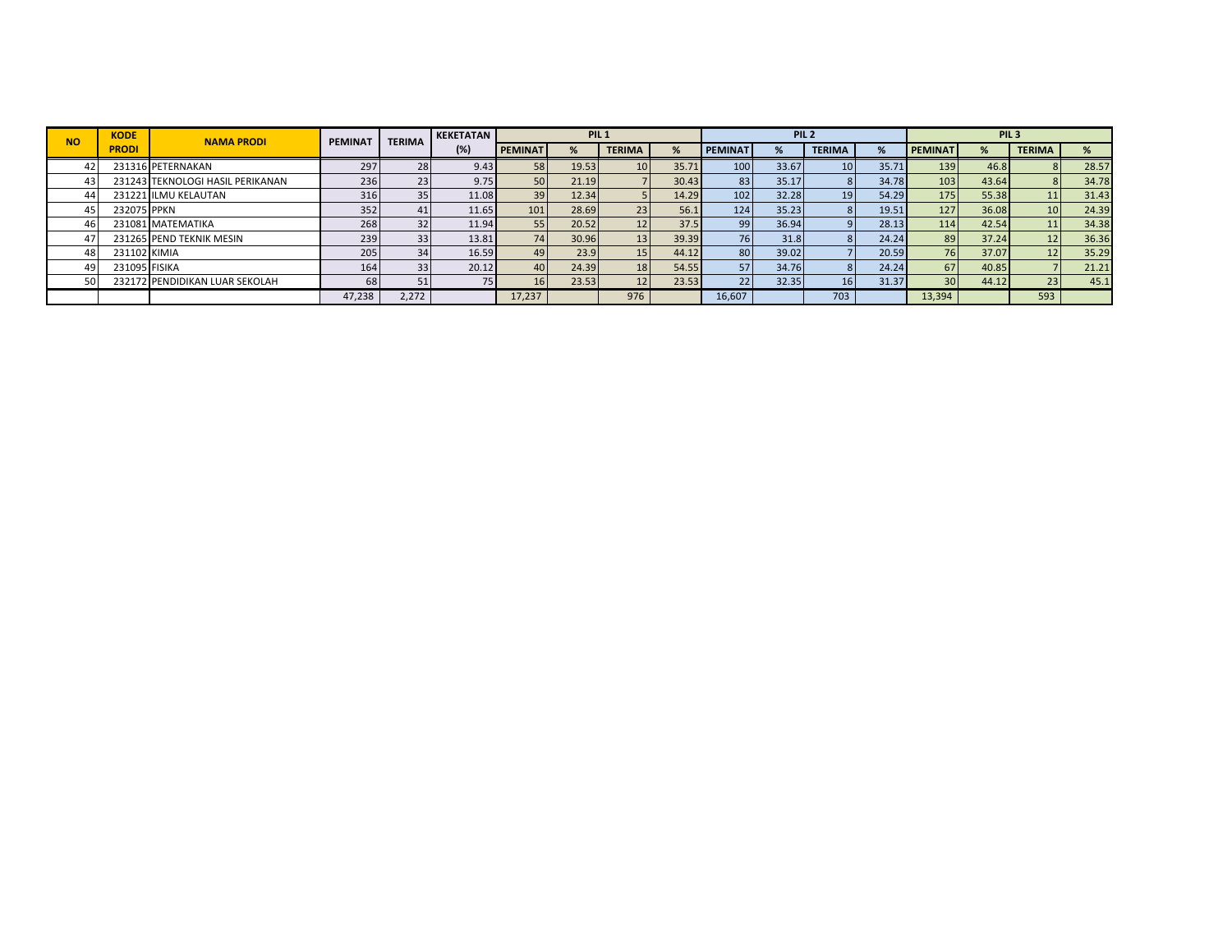| NO | KODE PRODI | NAMA PRODI | PEMINAT | TERIMA | KEKETATAN (%) | PIL 1 | | | | PIL 2 | | | | PIL 3 | | | |
|---|---|---|---|---|---|---|---|---|---|---|---|---|---|---|---|---|---|
| | | | | | | PEMINAT | % | TERIMA | % | PEMINAT | % | TERIMA | % | PEMINAT | % | TERIMA | % |
| 42 | 231316 | PETERNAKAN | 297 | 28 | 9.43 | 58 | 19.53 | 10 | 35.71 | 100 | 33.67 | 10 | 35.71 | 139 | 46.8 | 8 | 28.57 |
| 43 | 231243 | TEKNOLOGI HASIL PERIKANAN | 236 | 23 | 9.75 | 50 | 21.19 | 7 | 30.43 | 83 | 35.17 | 8 | 34.78 | 103 | 43.64 | 8 | 34.78 |
| 44 | 231221 | ILMU KELAUTAN | 316 | 35 | 11.08 | 39 | 12.34 | 5 | 14.29 | 102 | 32.28 | 19 | 54.29 | 175 | 55.38 | 11 | 31.43 |
| 45 | 232075 | PPKN | 352 | 41 | 11.65 | 101 | 28.69 | 23 | 56.1 | 124 | 35.23 | 8 | 19.51 | 127 | 36.08 | 10 | 24.39 |
| 46 | 231081 | MATEMATIKA | 268 | 32 | 11.94 | 55 | 20.52 | 12 | 37.5 | 99 | 36.94 | 9 | 28.13 | 114 | 42.54 | 11 | 34.38 |
| 47 | 231265 | PEND TEKNIK MESIN | 239 | 33 | 13.81 | 74 | 30.96 | 13 | 39.39 | 76 | 31.8 | 8 | 24.24 | 89 | 37.24 | 12 | 36.36 |
| 48 | 231102 | KIMIA | 205 | 34 | 16.59 | 49 | 23.9 | 15 | 44.12 | 80 | 39.02 | 7 | 20.59 | 76 | 37.07 | 12 | 35.29 |
| 49 | 231095 | FISIKA | 164 | 33 | 20.12 | 40 | 24.39 | 18 | 54.55 | 57 | 34.76 | 8 | 24.24 | 67 | 40.85 | 7 | 21.21 |
| 50 | 232172 | PENDIDIKAN LUAR SEKOLAH | 68 | 51 | 75 | 16 | 23.53 | 12 | 23.53 | 22 | 32.35 | 16 | 31.37 | 30 | 44.12 | 23 | 45.1 |
| | | | 47,238 | 2,272 | | 17,237 | | 976 | | 16,607 | | 703 | | 13,394 | | 593 | |